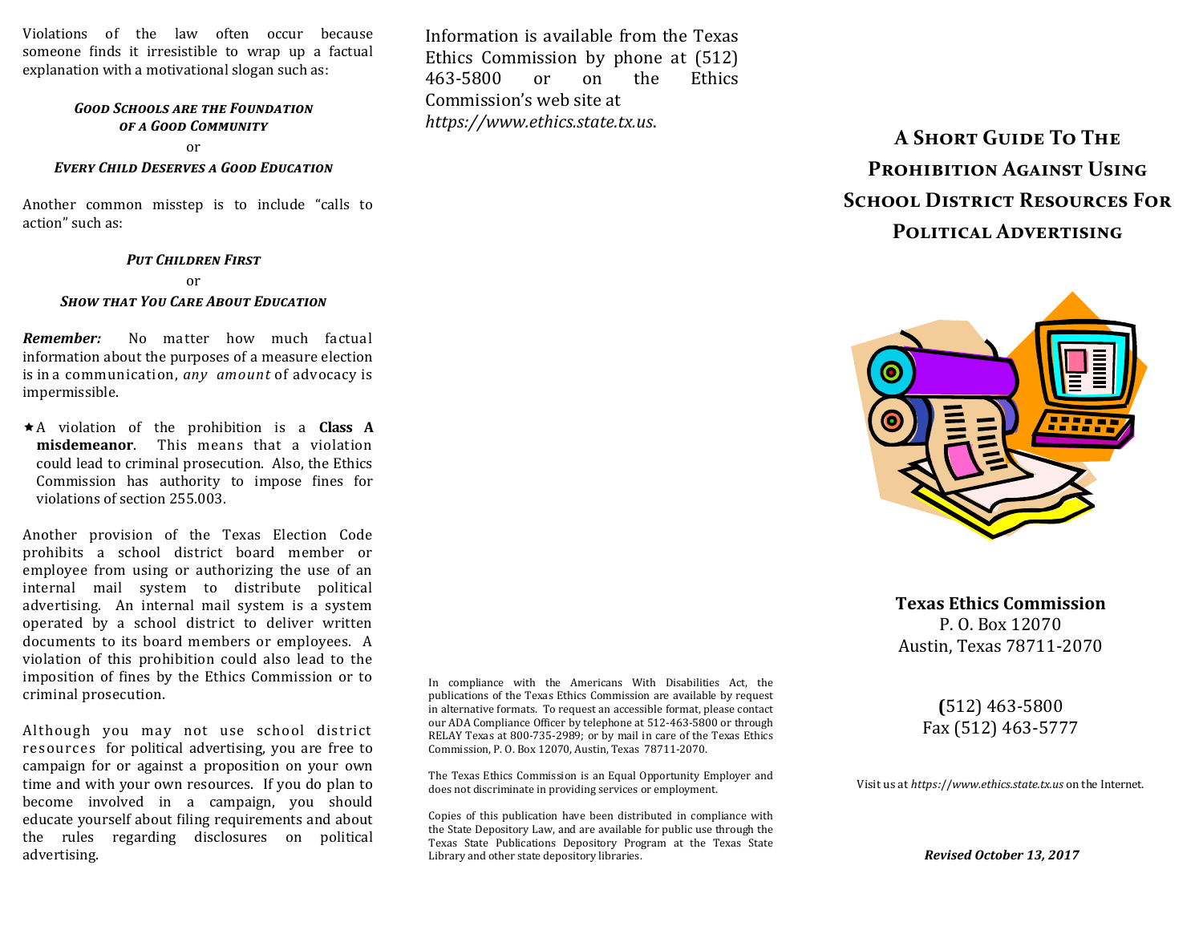Violations of the law often occur because someone finds it irresistible to wrap up a factual explanation with a motivational slogan such as:

***Good Schools are the Foundation of a Good Community***

or

***Every Child Deserves a Good Education***

Another common misstep is to include "calls to action" such as:

***Put Children First***

or

***Show that You Care About Education***

***Remember:*** No matter how much factual information about the purposes of a measure election is in a communication, *any amount* of advocacy is impermissible.

★ A violation of the prohibition is a **Class A misdemeanor**. This means that a violation could lead to criminal prosecution. Also, the Ethics Commission has authority to impose fines for violations of section 255.003.

Another provision of the Texas Election Code prohibits a school district board member or employee from using or authorizing the use of an internal mail system to distribute political advertising. An internal mail system is a system operated by a school district to deliver written documents to its board members or employees. A violation of this prohibition could also lead to the imposition of fines by the Ethics Commission or to criminal prosecution.

Although you may not use school district resources for political advertising, you are free to campaign for or against a proposition on your own time and with your own resources. If you do plan to become involved in a campaign, you should educate yourself about filing requirements and about the rules regarding disclosures on political advertising.

Information is available from the Texas Ethics Commission by phone at (512) 463-5800 or on the Ethics Commission's web site at *https://www.ethics.state.tx.us*.

In compliance with the Americans With Disabilities Act, the publications of the Texas Ethics Commission are available by request in alternative formats. To request an accessible format, please contact our ADA Compliance Officer by telephone at 512-463-5800 or through RELAY Texas at 800-735-2989; or by mail in care of the Texas Ethics Commission, P. O. Box 12070, Austin, Texas 78711-2070.

The Texas Ethics Commission is an Equal Opportunity Employer and does not discriminate in providing services or employment.

Copies of this publication have been distributed in compliance with the State Depository Law, and are available for public use through the Texas State Publications Depository Program at the Texas State Library and other state depository libraries.

# A Short Guide To The Prohibition Against Using School District Resources For Political Advertising

**Texas Ethics Commission**
P. O. Box 12070
Austin, Texas 78711-2070

(512) 463-5800
Fax (512) 463-5777

Visit us at *https://www.ethics.state.tx.us* on the Internet.

***Revised October 13, 2017***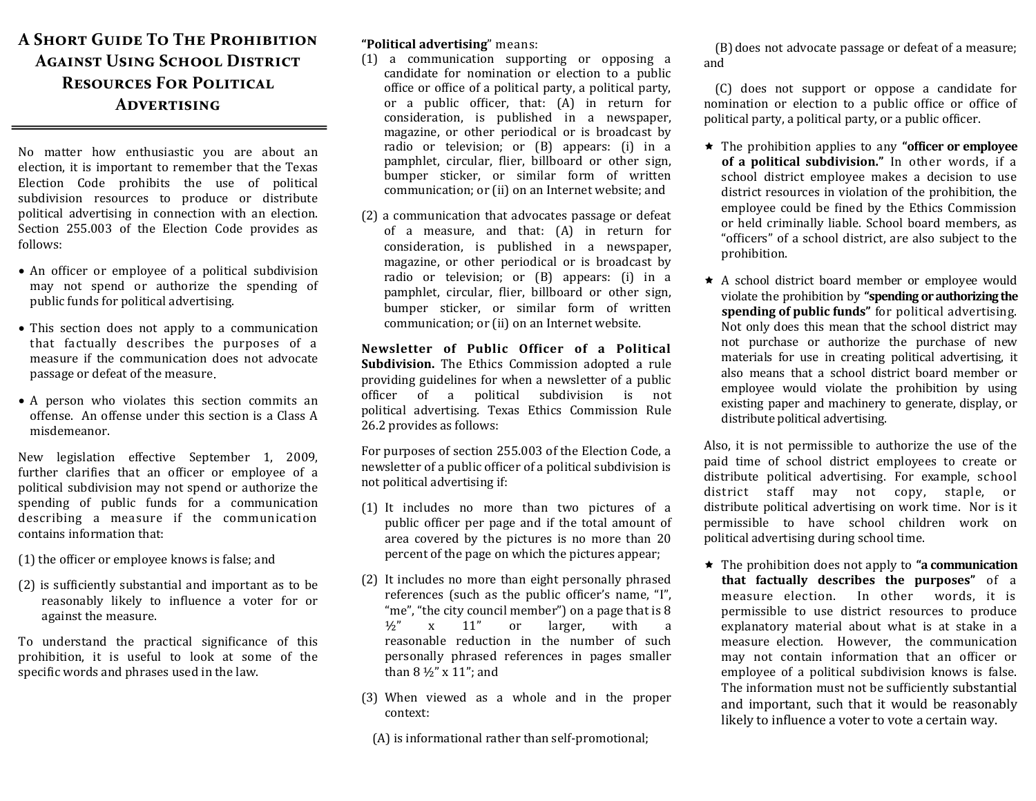# A Short Guide To The Prohibition Against Using School District Resources For Political Advertising

No matter how enthusiastic you are about an election, it is important to remember that the Texas Election Code prohibits the use of political subdivision resources to produce or distribute political advertising in connection with an election. Section 255.003 of the Election Code provides as follows:

- An officer or employee of a political subdivision may not spend or authorize the spending of public funds for political advertising.
- This section does not apply to a communication that factually describes the purposes of a measure if the communication does not advocate passage or defeat of the measure.
- A person who violates this section commits an offense. An offense under this section is a Class A misdemeanor.

New legislation effective September 1, 2009, further clarifies that an officer or employee of a political subdivision may not spend or authorize the spending of public funds for a communication describing a measure if the communication contains information that:

(1) the officer or employee knows is false; and

(2) is sufficiently substantial and important as to be reasonably likely to influence a voter for or against the measure.

To understand the practical significance of this prohibition, it is useful to look at some of the specific words and phrases used in the law.

**"Political advertising"** means:

(1) a communication supporting or opposing a candidate for nomination or election to a public office or office of a political party, a political party, or a public officer, that: (A) in return for consideration, is published in a newspaper, magazine, or other periodical or is broadcast by radio or television; or (B) appears: (i) in a pamphlet, circular, flier, billboard or other sign, bumper sticker, or similar form of written communication; or (ii) on an Internet website; and

(2) a communication that advocates passage or defeat of a measure, and that: (A) in return for consideration, is published in a newspaper, magazine, or other periodical or is broadcast by radio or television; or (B) appears: (i) in a pamphlet, circular, flier, billboard or other sign, bumper sticker, or similar form of written communication; or (ii) on an Internet website.

**Newsletter of Public Officer of a Political Subdivision.** The Ethics Commission adopted a rule providing guidelines for when a newsletter of a public officer of a political subdivision is not political advertising. Texas Ethics Commission Rule 26.2 provides as follows:

For purposes of section 255.003 of the Election Code, a newsletter of a public officer of a political subdivision is not political advertising if:

(1) It includes no more than two pictures of a public officer per page and if the total amount of area covered by the pictures is no more than 20 percent of the page on which the pictures appear;

(2) It includes no more than eight personally phrased references (such as the public officer's name, "I", "me", "the city council member") on a page that is 8 ½" x 11" or larger, with a reasonable reduction in the number of such personally phrased references in pages smaller than 8 ½" x 11"; and

(3) When viewed as a whole and in the proper context:

(A) is informational rather than self-promotional;

(B) does not advocate passage or defeat of a measure; and

(C) does not support or oppose a candidate for nomination or election to a public office or office of political party, a political party, or a public officer.

- The prohibition applies to any **"officer or employee of a political subdivision."** In other words, if a school district employee makes a decision to use district resources in violation of the prohibition, the employee could be fined by the Ethics Commission or held criminally liable. School board members, as "officers" of a school district, are also subject to the prohibition.
- A school district board member or employee would violate the prohibition by **"spending or authorizing the spending of public funds"** for political advertising. Not only does this mean that the school district may not purchase or authorize the purchase of new materials for use in creating political advertising, it also means that a school district board member or employee would violate the prohibition by using existing paper and machinery to generate, display, or distribute political advertising.

Also, it is not permissible to authorize the use of the paid time of school district employees to create or distribute political advertising. For example, school district staff may not copy, staple, or distribute political advertising on work time. Nor is it permissible to have school children work on political advertising during school time.

- The prohibition does not apply to **"a communication that factually describes the purposes"** of a measure election. In other words, it is permissible to use district resources to produce explanatory material about what is at stake in a measure election. However, the communication may not contain information that an officer or employee of a political subdivision knows is false. The information must not be sufficiently substantial and important, such that it would be reasonably likely to influence a voter to vote a certain way.